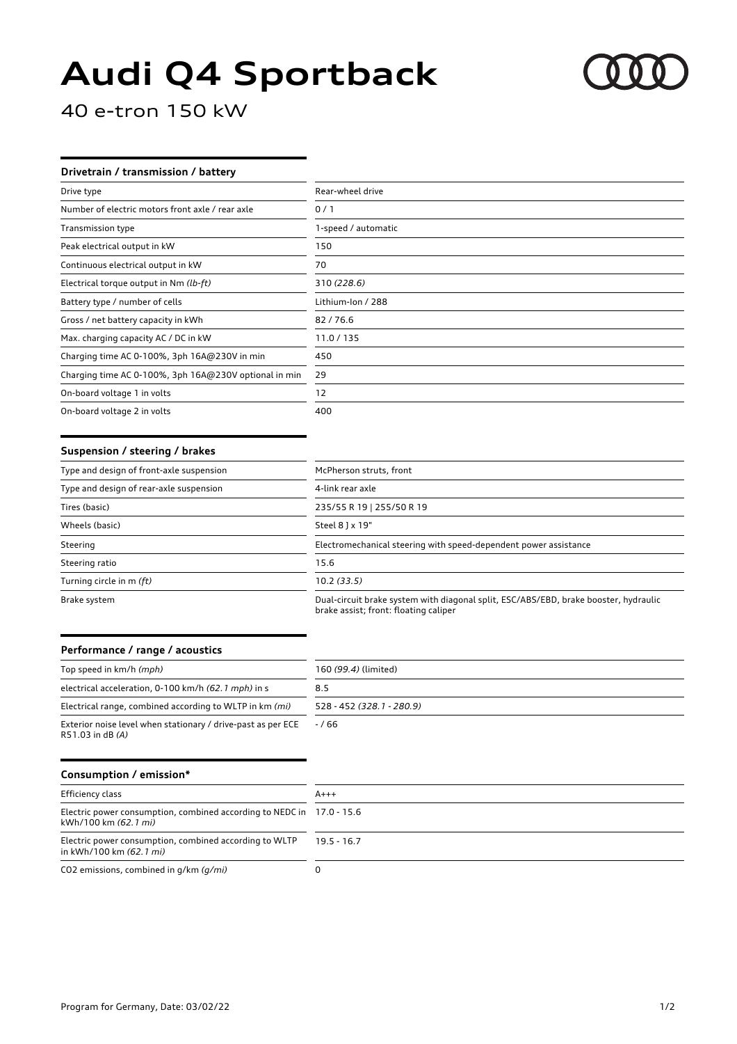# Audi Q4 Sportback

40 e-tron 150 kW

## Drivetrain / transmission / battery

| | |
|---|---|
| Drive type | Rear-wheel drive |
| Number of electric motors front axle / rear axle | 0 / 1 |
| Transmission type | 1-speed / automatic |
| Peak electrical output in kW | 150 |
| Continuous electrical output in kW | 70 |
| Electrical torque output in Nm *(lb-ft)* | 310 *(228.6)* |
| Battery type / number of cells | Lithium-Ion / 288 |
| Gross / net battery capacity in kWh | 82 / 76.6 |
| Max. charging capacity AC / DC in kW | 11.0 / 135 |
| Charging time AC 0-100%, 3ph 16A@230V in min | 450 |
| Charging time AC 0-100%, 3ph 16A@230V optional in min | 29 |
| On-board voltage 1 in volts | 12 |
| On-board voltage 2 in volts | 400 |

## Suspension / steering / brakes

| | |
|---|---|
| Type and design of front-axle suspension | McPherson struts, front |
| Type and design of rear-axle suspension | 4-link rear axle |
| Tires (basic) | 235/55 R 19 \| 255/50 R 19 |
| Wheels (basic) | Steel 8 J x 19" |
| Steering | Electromechanical steering with speed-dependent power assistance |
| Steering ratio | 15.6 |
| Turning circle in m *(ft)* | 10.2 *(33.5)* |
| Brake system | Dual-circuit brake system with diagonal split, ESC/ABS/EBD, brake booster, hydraulic brake assist; front: floating caliper |

## Performance / range / acoustics

| | |
|---|---|
| Top speed in km/h *(mph)* | 160 *(99.4)* (limited) |
| electrical acceleration, 0-100 km/h *(62.1 mph)* in s | 8.5 |
| Electrical range, combined according to WLTP in km *(mi)* | 528 - 452 *(328.1 - 280.9)* |
| Exterior noise level when stationary / drive-past as per ECE R51.03 in dB *(A)* | - / 66 |

## Consumption / emission*

| | |
|---|---|
| Efficiency class | A+++ |
| Electric power consumption, combined according to NEDC in kWh/100 km *(62.1 mi)* | 17.0 - 15.6 |
| Electric power consumption, combined according to WLTP in kWh/100 km *(62.1 mi)* | 19.5 - 16.7 |
| $CO_2$ emissions, combined in g/km *(g/mi)* | 0 |

Program for Germany, Date: 03/02/22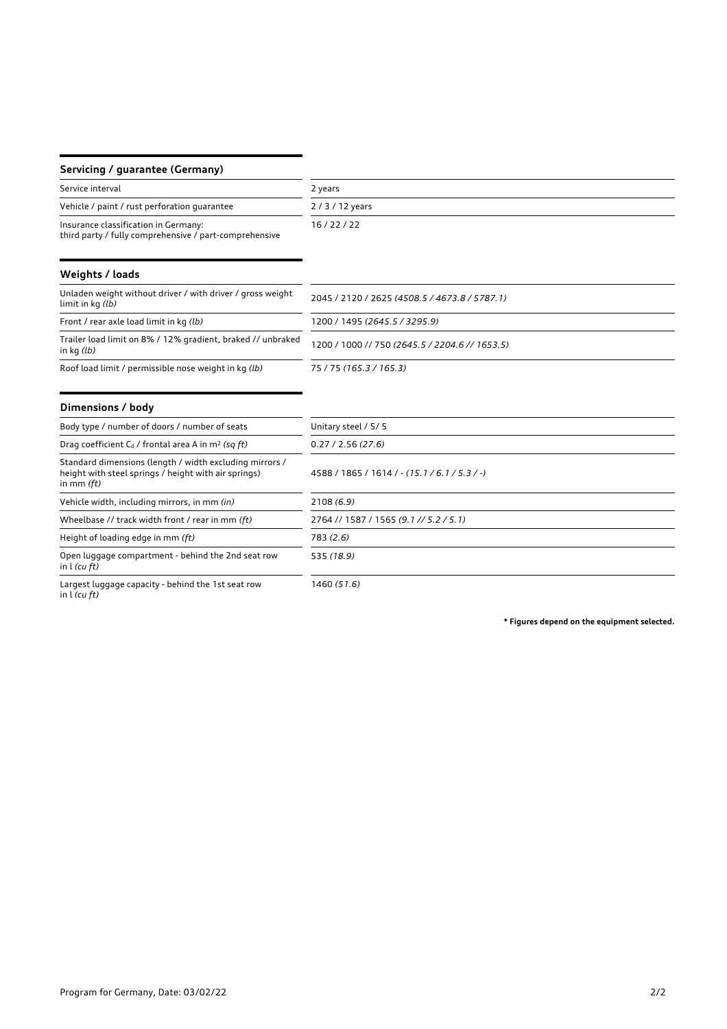## Servicing / guarantee (Germany)

| | |
|---|---|
| Service interval | 2 years |
| Vehicle / paint / rust perforation guarantee | 2 / 3 / 12 years |
| Insurance classification in Germany: third party / fully comprehensive / part-comprehensive | 16 / 22 / 22 |

## Weights / loads

| | |
|---|---|
| Unladen weight without driver / with driver / gross weight limit in kg *(lb)* | 2045 / 2120 / 2625 *(4508.5 / 4673.8 / 5787.1)* |
| Front / rear axle load limit in kg *(lb)* | 1200 / 1495 *(2645.5 / 3295.9)* |
| Trailer load limit on 8% / 12% gradient, braked // unbraked in kg *(lb)* | 1200 / 1000 // 750 *(2645.5 / 2204.6 // 1653.5)* |
| Roof load limit / permissible nose weight in kg *(lb)* | 75 / 75 *(165.3 / 165.3)* |

## Dimensions / body

| | |
|---|---|
| Body type / number of doors / number of seats | Unitary steel / 5/ 5 |
| Drag coefficient $C_d$ / frontal area A in m² *(sq ft)* | 0.27 / 2.56 *(27.6)* |
| Standard dimensions (length / width excluding mirrors / height with steel springs / height with air springs) in mm *(ft)* | 4588 / 1865 / 1614 / - *(15.1 / 6.1 / 5.3 / -)* |
| Vehicle width, including mirrors, in mm *(in)* | 2108 *(6.9)* |
| Wheelbase // track width front / rear in mm *(ft)* | 2764 // 1587 / 1565 *(9.1 // 5.2 / 5.1)* |
| Height of loading edge in mm *(ft)* | 783 *(2.6)* |
| Open luggage compartment - behind the 2nd seat row in l *(cu ft)* | 535 *(18.9)* |
| Largest luggage capacity - behind the 1st seat row in l *(cu ft)* | 1460 *(51.6)* |

**\* Figures depend on the equipment selected.**

Program for Germany, Date: 03/02/22